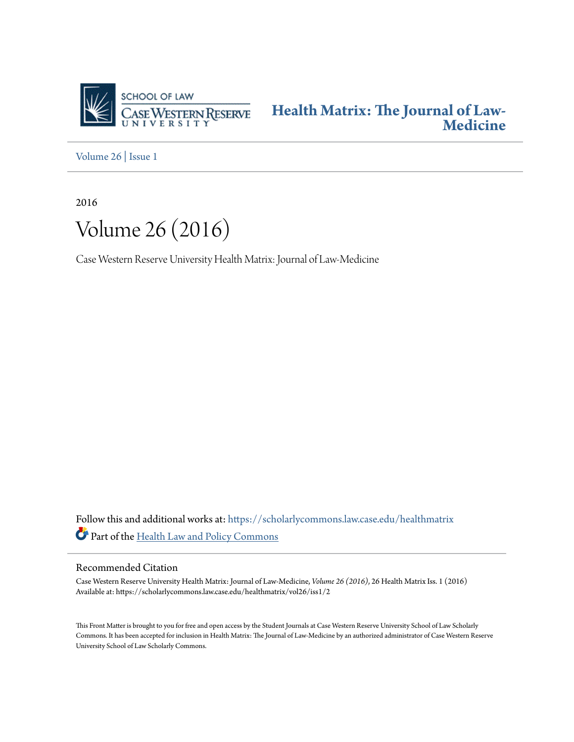SCHOOL OF LAW
CASE WESTERN RESERVE
UNIVERSITY

**Health Matrix: The Journal of Law-Medicine**

Volume 26 | Issue 1

2016

# Volume 26 (2016)

Case Western Reserve University Health Matrix: Journal of Law-Medicine

Follow this and additional works at: https://scholarlycommons.law.case.edu/healthmatrix

Part of the Health Law and Policy Commons

## Recommended Citation

Case Western Reserve University Health Matrix: Journal of Law-Medicine, *Volume 26 (2016)*, 26 Health Matrix Iss. 1 (2016)
Available at: https://scholarlycommons.law.case.edu/healthmatrix/vol26/iss1/2

This Front Matter is brought to you for free and open access by the Student Journals at Case Western Reserve University School of Law Scholarly Commons. It has been accepted for inclusion in Health Matrix: The Journal of Law-Medicine by an authorized administrator of Case Western Reserve University School of Law Scholarly Commons.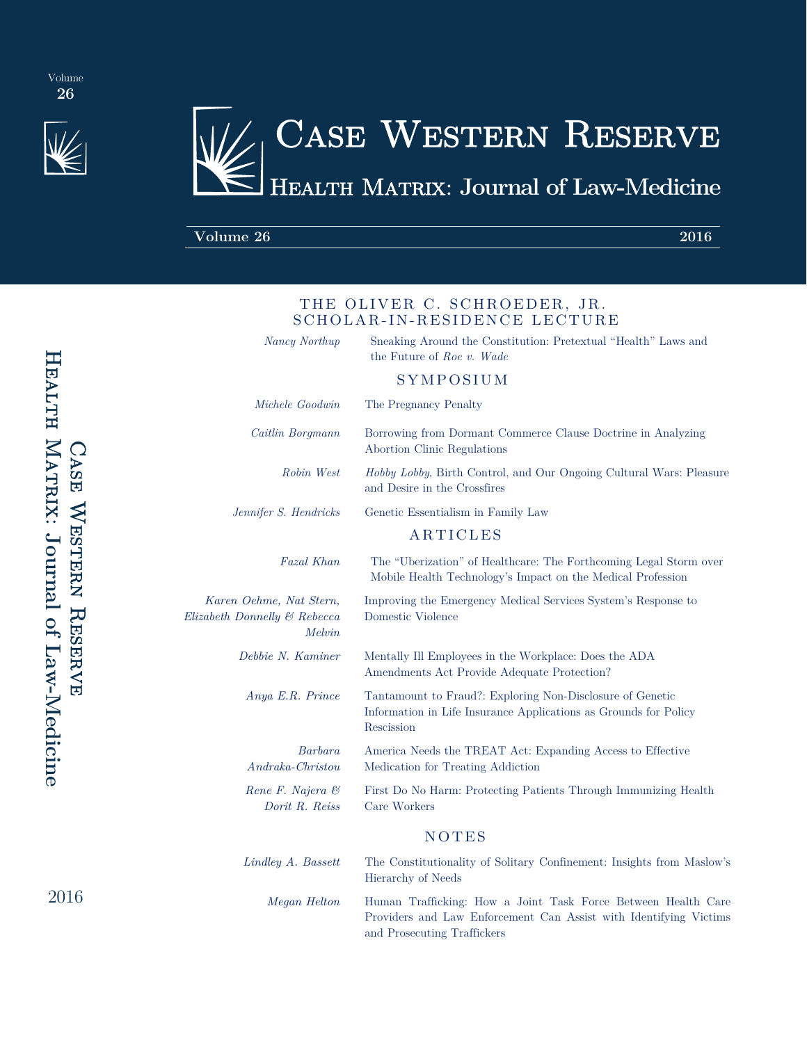# Case Western Reserve

## Health Matrix: Journal of Law-Medicine

**Volume 26** **2016**

### THE OLIVER C. SCHROEDER, JR. SCHOLAR-IN-RESIDENCE LECTURE

*Nancy Northup* — Sneaking Around the Constitution: Pretextual "Health" Laws and the Future of *Roe v. Wade*

### SYMPOSIUM

*Michele Goodwin* — The Pregnancy Penalty

*Caitlin Borgmann* — Borrowing from Dormant Commerce Clause Doctrine in Analyzing Abortion Clinic Regulations

*Robin West* — *Hobby Lobby*, Birth Control, and Our Ongoing Cultural Wars: Pleasure and Desire in the Crossfires

*Jennifer S. Hendricks* — Genetic Essentialism in Family Law

### ARTICLES

*Fazal Khan* — The "Uberization" of Healthcare: The Forthcoming Legal Storm over Mobile Health Technology's Impact on the Medical Profession

*Karen Oehme, Nat Stern, Elizabeth Donnelly & Rebecca Melvin* — Improving the Emergency Medical Services System's Response to Domestic Violence

*Debbie N. Kaminer* — Mentally Ill Employees in the Workplace: Does the ADA Amendments Act Provide Adequate Protection?

*Anya E.R. Prince* — Tantamount to Fraud?: Exploring Non-Disclosure of Genetic Information in Life Insurance Applications as Grounds for Policy Rescission

*Barbara Andraka-Christou* — America Needs the TREAT Act: Expanding Access to Effective Medication for Treating Addiction

*Rene F. Najera & Dorit R. Reiss* — First Do No Harm: Protecting Patients Through Immunizing Health Care Workers

### NOTES

*Lindley A. Bassett* — The Constitutionality of Solitary Confinement: Insights from Maslow's Hierarchy of Needs

*Megan Helton* — Human Trafficking: How a Joint Task Force Between Health Care Providers and Law Enforcement Can Assist with Identifying Victims and Prosecuting Traffickers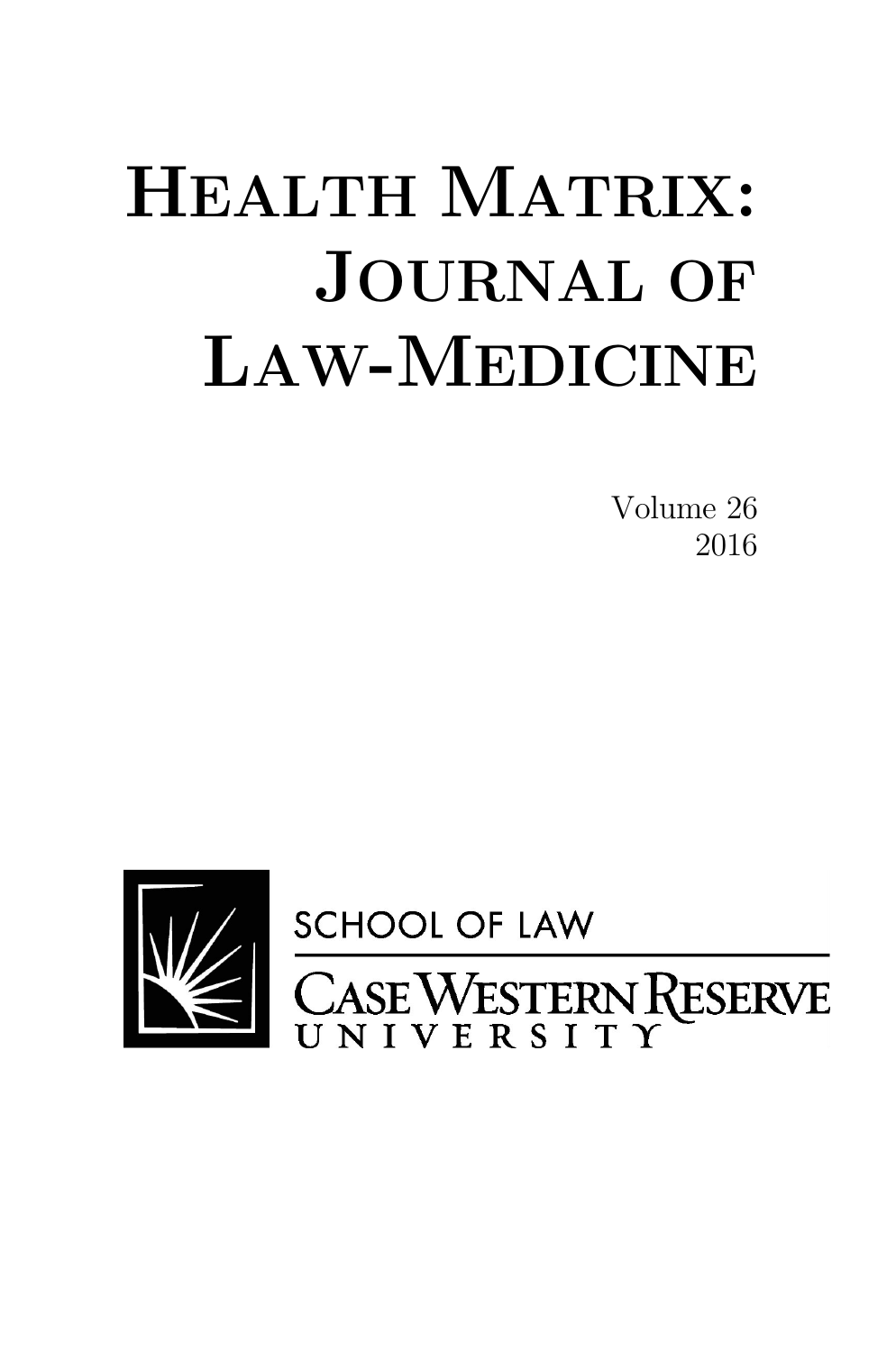# Health Matrix: Journal of Law-Medicine

Volume 26

2016

SCHOOL OF LAW

CASE WESTERN RESERVE UNIVERSITY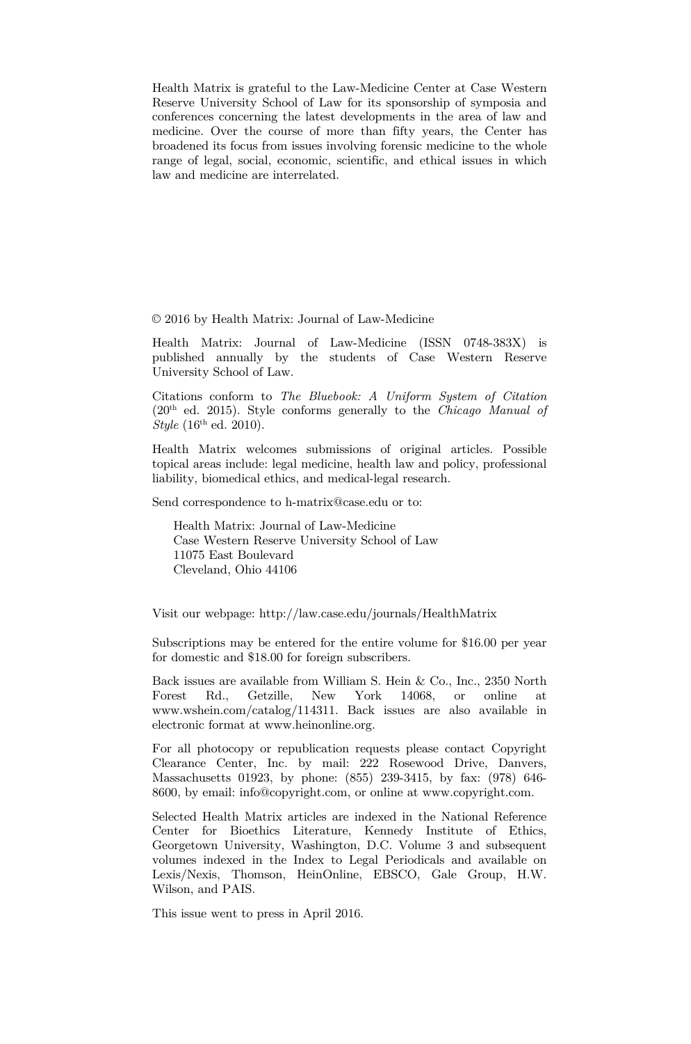Health Matrix is grateful to the Law-Medicine Center at Case Western Reserve University School of Law for its sponsorship of symposia and conferences concerning the latest developments in the area of law and medicine. Over the course of more than fifty years, the Center has broadened its focus from issues involving forensic medicine to the whole range of legal, social, economic, scientific, and ethical issues in which law and medicine are interrelated.

© 2016 by Health Matrix: Journal of Law-Medicine

Health Matrix: Journal of Law-Medicine (ISSN 0748-383X) is published annually by the students of Case Western Reserve University School of Law.

Citations conform to *The Bluebook: A Uniform System of Citation* (20th ed. 2015). Style conforms generally to the *Chicago Manual of Style* (16th ed. 2010).

Health Matrix welcomes submissions of original articles. Possible topical areas include: legal medicine, health law and policy, professional liability, biomedical ethics, and medical-legal research.

Send correspondence to h-matrix@case.edu or to:

Health Matrix: Journal of Law-Medicine
Case Western Reserve University School of Law
11075 East Boulevard
Cleveland, Ohio 44106

Visit our webpage: http://law.case.edu/journals/HealthMatrix

Subscriptions may be entered for the entire volume for $16.00 per year for domestic and $18.00 for foreign subscribers.

Back issues are available from William S. Hein & Co., Inc., 2350 North Forest Rd., Getzille, New York 14068, or online at www.wshein.com/catalog/114311. Back issues are also available in electronic format at www.heinonline.org.

For all photocopy or republication requests please contact Copyright Clearance Center, Inc. by mail: 222 Rosewood Drive, Danvers, Massachusetts 01923, by phone: (855) 239-3415, by fax: (978) 646-8600, by email: info@copyright.com, or online at www.copyright.com.

Selected Health Matrix articles are indexed in the National Reference Center for Bioethics Literature, Kennedy Institute of Ethics, Georgetown University, Washington, D.C. Volume 3 and subsequent volumes indexed in the Index to Legal Periodicals and available on Lexis/Nexis, Thomson, HeinOnline, EBSCO, Gale Group, H.W. Wilson, and PAIS.

This issue went to press in April 2016.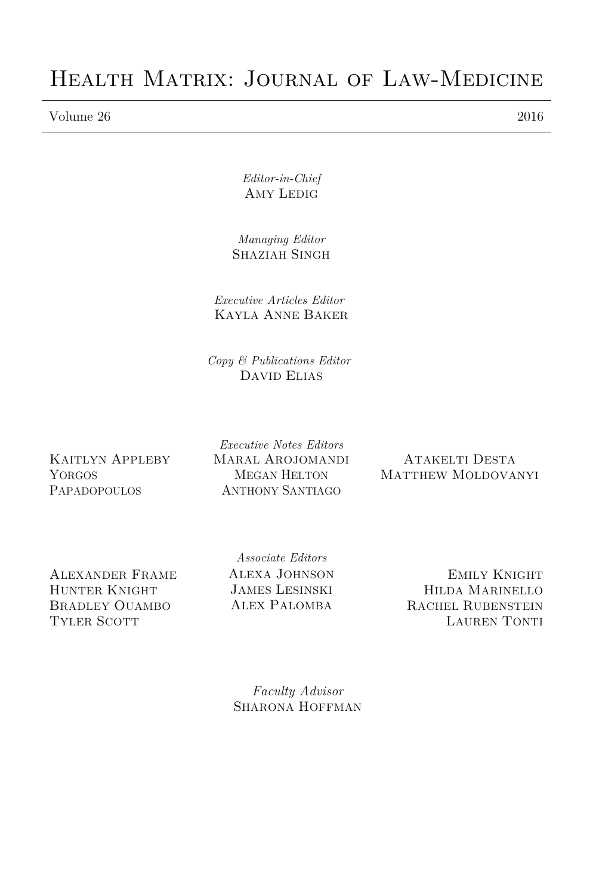# Health Matrix: Journal of Law-Medicine

Volume 26 2016

*Editor-in-Chief*
Amy Ledig

*Managing Editor*
Shaziah Singh

*Executive Articles Editor*
Kayla Anne Baker

*Copy & Publications Editor*
David Elias

*Executive Notes Editors*

Kaitlyn Appleby
Yorgos Papadopoulos
Maral Arojomandi
Megan Helton
Anthony Santiago
Atakelti Desta
Matthew Moldovanyi

*Associate Editors*

Alexander Frame
Hunter Knight
Bradley Ouambo
Tyler Scott
Alexa Johnson
James Lesinski
Alex Palomba
Emily Knight
Hilda Marinello
Rachel Rubenstein
Lauren Tonti

*Faculty Advisor*
Sharona Hoffman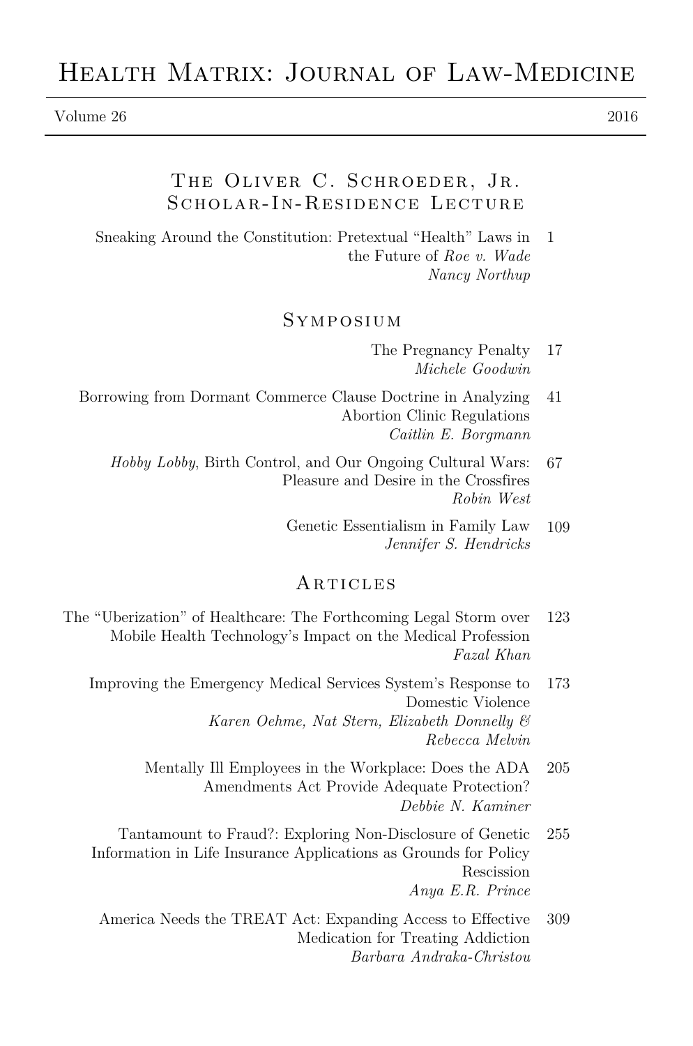# Health Matrix: Journal of Law-Medicine

Volume 26 2016

## The Oliver C. Schroeder, Jr. Scholar-In-Residence Lecture

Sneaking Around the Constitution: Pretextual "Health" Laws in the Future of *Roe v. Wade* — 1
*Nancy Northup*

## Symposium

The Pregnancy Penalty — 17
*Michele Goodwin*

Borrowing from Dormant Commerce Clause Doctrine in Analyzing Abortion Clinic Regulations — 41
*Caitlin E. Borgmann*

*Hobby Lobby*, Birth Control, and Our Ongoing Cultural Wars: Pleasure and Desire in the Crossfires — 67
*Robin West*

Genetic Essentialism in Family Law — 109
*Jennifer S. Hendricks*

## Articles

The "Uberization" of Healthcare: The Forthcoming Legal Storm over Mobile Health Technology's Impact on the Medical Profession — 123
*Fazal Khan*

Improving the Emergency Medical Services System's Response to Domestic Violence — 173
*Karen Oehme, Nat Stern, Elizabeth Donnelly & Rebecca Melvin*

Mentally Ill Employees in the Workplace: Does the ADA Amendments Act Provide Adequate Protection? — 205
*Debbie N. Kaminer*

Tantamount to Fraud?: Exploring Non-Disclosure of Genetic Information in Life Insurance Applications as Grounds for Policy Rescission — 255
*Anya E.R. Prince*

America Needs the TREAT Act: Expanding Access to Effective Medication for Treating Addiction — 309
*Barbara Andraka-Christou*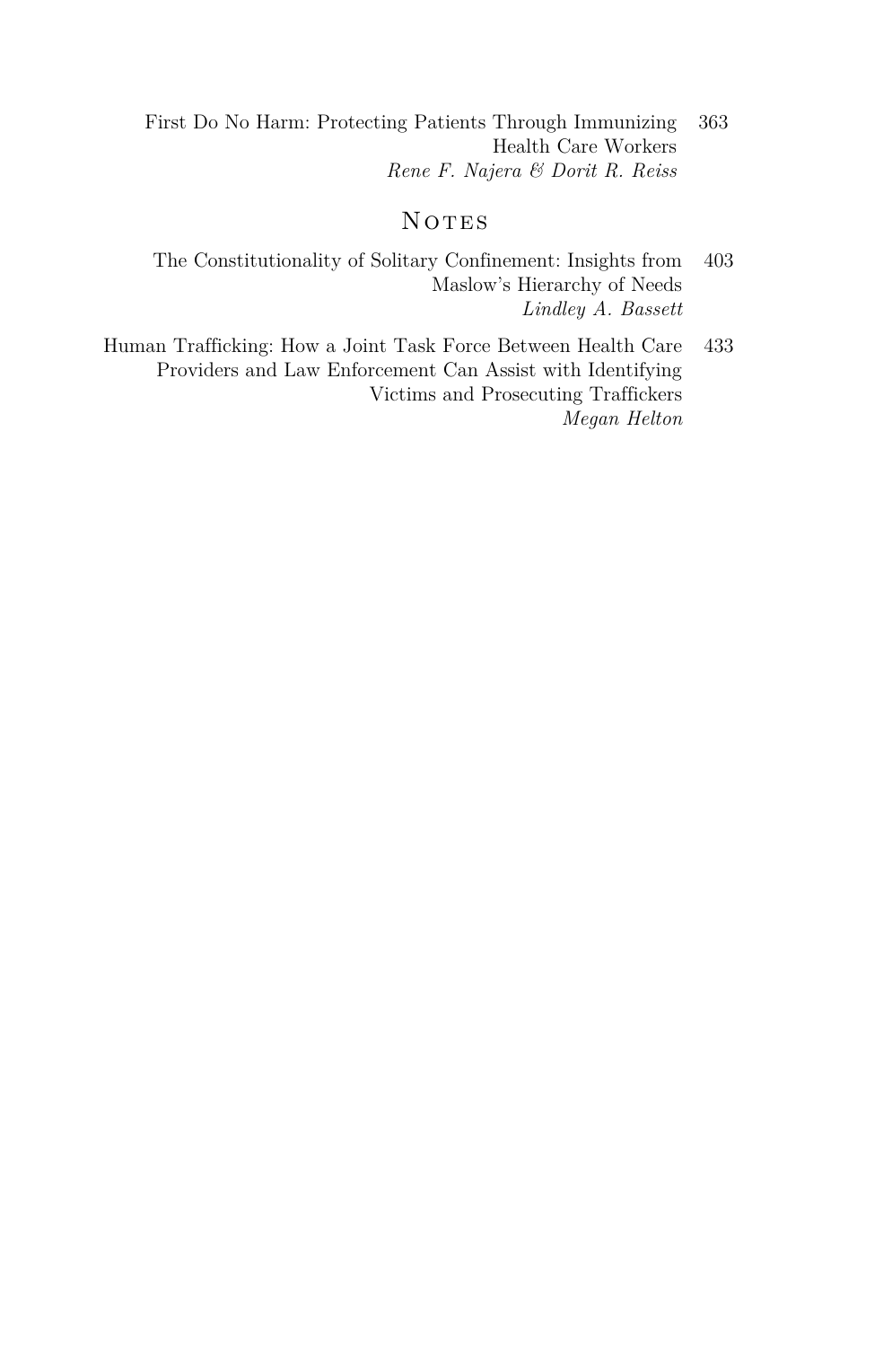First Do No Harm: Protecting Patients Through Immunizing Health Care Workers — 363
*Rene F. Najera & Dorit R. Reiss*

## Notes

The Constitutionality of Solitary Confinement: Insights from Maslow's Hierarchy of Needs — 403
*Lindley A. Bassett*

Human Trafficking: How a Joint Task Force Between Health Care Providers and Law Enforcement Can Assist with Identifying Victims and Prosecuting Traffickers — 433
*Megan Helton*